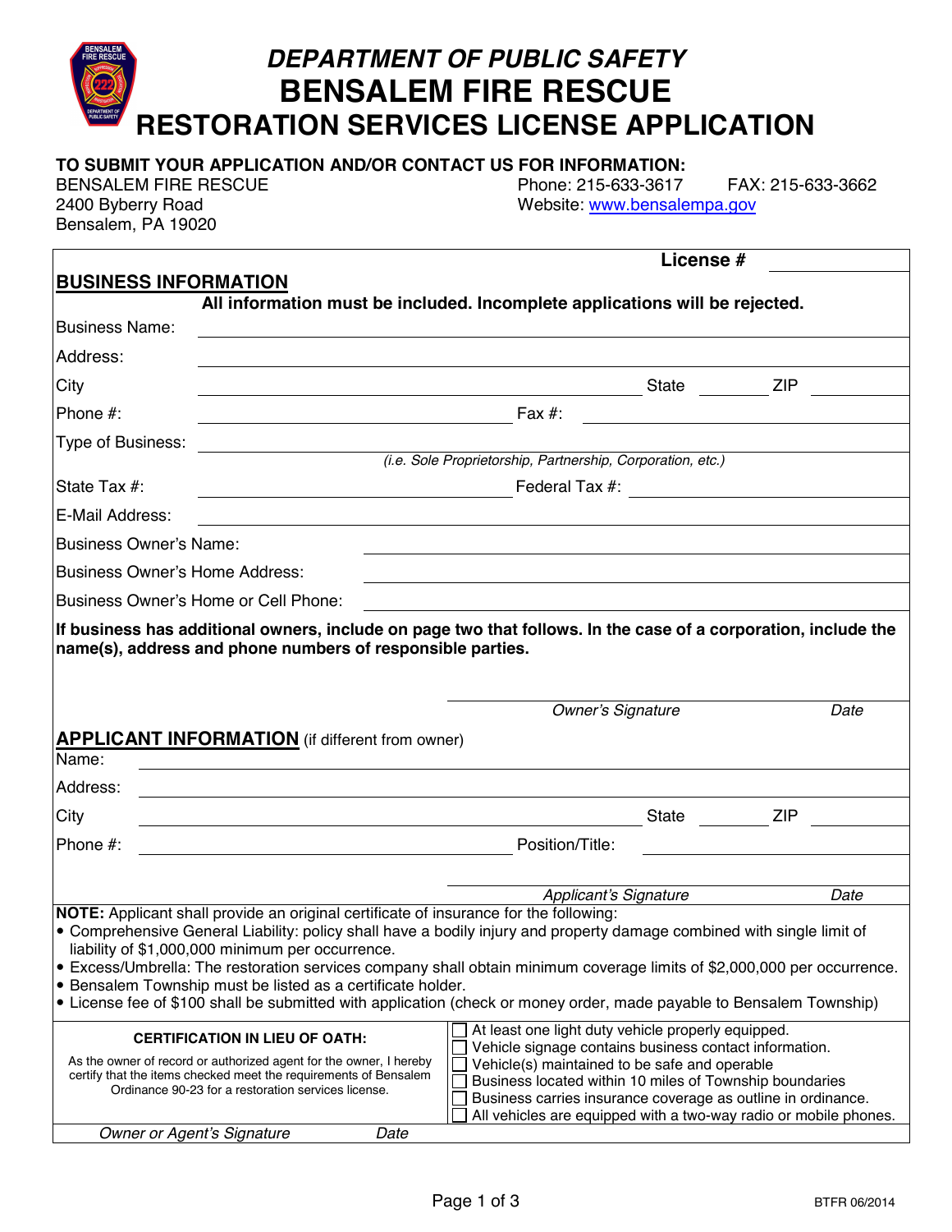# DEPARTMENT OF PUBLIC SAFETY
# BENSALEM FIRE RESCUE
# RESTORATION SERVICES LICENSE APPLICATION

**TO SUBMIT YOUR APPLICATION AND/OR CONTACT US FOR INFORMATION:**

BENSALEM FIRE RESCUE
2400 Byberry Road
Bensalem, PA 19020

Phone: 215-633-3617 FAX: 215-633-3662
Website: www.bensalempa.gov

**License #** ____________

## BUSINESS INFORMATION

**All information must be included. Incomplete applications will be rejected.**

Business Name: ____________

Address: ____________

City ____________ State ____________ ZIP ____________

Phone #: ____________ Fax #: ____________

Type of Business: ____________
*(i.e. Sole Proprietorship, Partnership, Corporation, etc.)*

State Tax #: ____________ Federal Tax #: ____________

E-Mail Address: ____________

Business Owner's Name: ____________

Business Owner's Home Address: ____________

Business Owner's Home or Cell Phone: ____________

**If business has additional owners, include on page two that follows. In the case of a corporation, include the name(s), address and phone numbers of responsible parties.**

____________________ *Owner's Signature* ____________ *Date*

## APPLICANT INFORMATION (if different from owner)

Name: ____________

Address: ____________

City ____________ State ____________ ZIP ____________

Phone #: ____________ Position/Title: ____________

____________________ *Applicant's Signature* ____________ *Date*

**NOTE:** Applicant shall provide an original certificate of insurance for the following:

- Comprehensive General Liability: policy shall have a bodily injury and property damage combined with single limit of liability of $1,000,000 minimum per occurrence.
- Excess/Umbrella: The restoration services company shall obtain minimum coverage limits of $2,000,000 per occurrence.
- Bensalem Township must be listed as a certificate holder.
- License fee of $100 shall be submitted with application (check or money order, made payable to Bensalem Township)

**CERTIFICATION IN LIEU OF OATH:**

As the owner of record or authorized agent for the owner, I hereby certify that the items checked meet the requirements of Bensalem Ordinance 90-23 for a restoration services license.

- ☐ At least one light duty vehicle properly equipped.
- ☐ Vehicle signage contains business contact information.
- ☐ Vehicle(s) maintained to be safe and operable
- ☐ Business located within 10 miles of Township boundaries
- ☐ Business carries insurance coverage as outline in ordinance.
- ☐ All vehicles are equipped with a two-way radio or mobile phones.

*Owner or Agent's Signature* ____________ *Date* ____________

BTFR 06/2014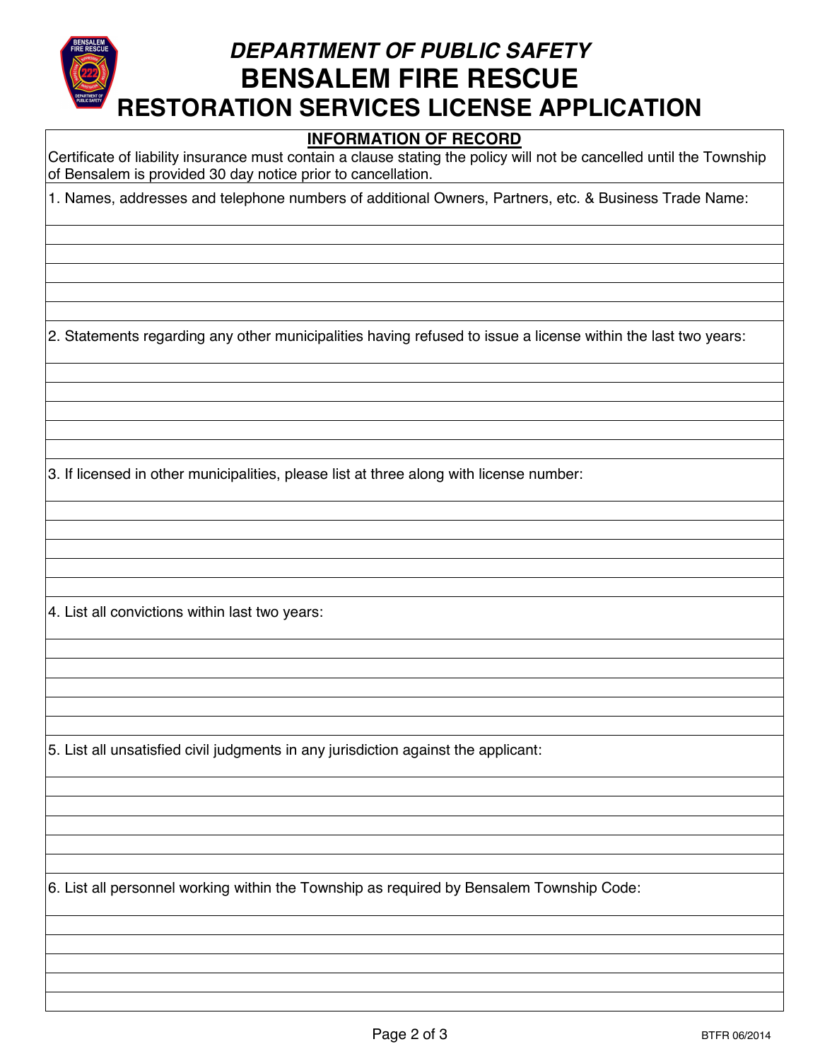*DEPARTMENT OF PUBLIC SAFETY*

# BENSALEM FIRE RESCUE

# RESTORATION SERVICES LICENSE APPLICATION

## INFORMATION OF RECORD

Certificate of liability insurance must contain a clause stating the policy will not be cancelled until the Township of Bensalem is provided 30 day notice prior to cancellation.

1. Names, addresses and telephone numbers of additional Owners, Partners, etc. & Business Trade Name:

2. Statements regarding any other municipalities having refused to issue a license within the last two years:

3. If licensed in other municipalities, please list at three along with license number:

4. List all convictions within last two years:

5. List all unsatisfied civil judgments in any jurisdiction against the applicant:

6. List all personnel working within the Township as required by Bensalem Township Code:

BTFR 06/2014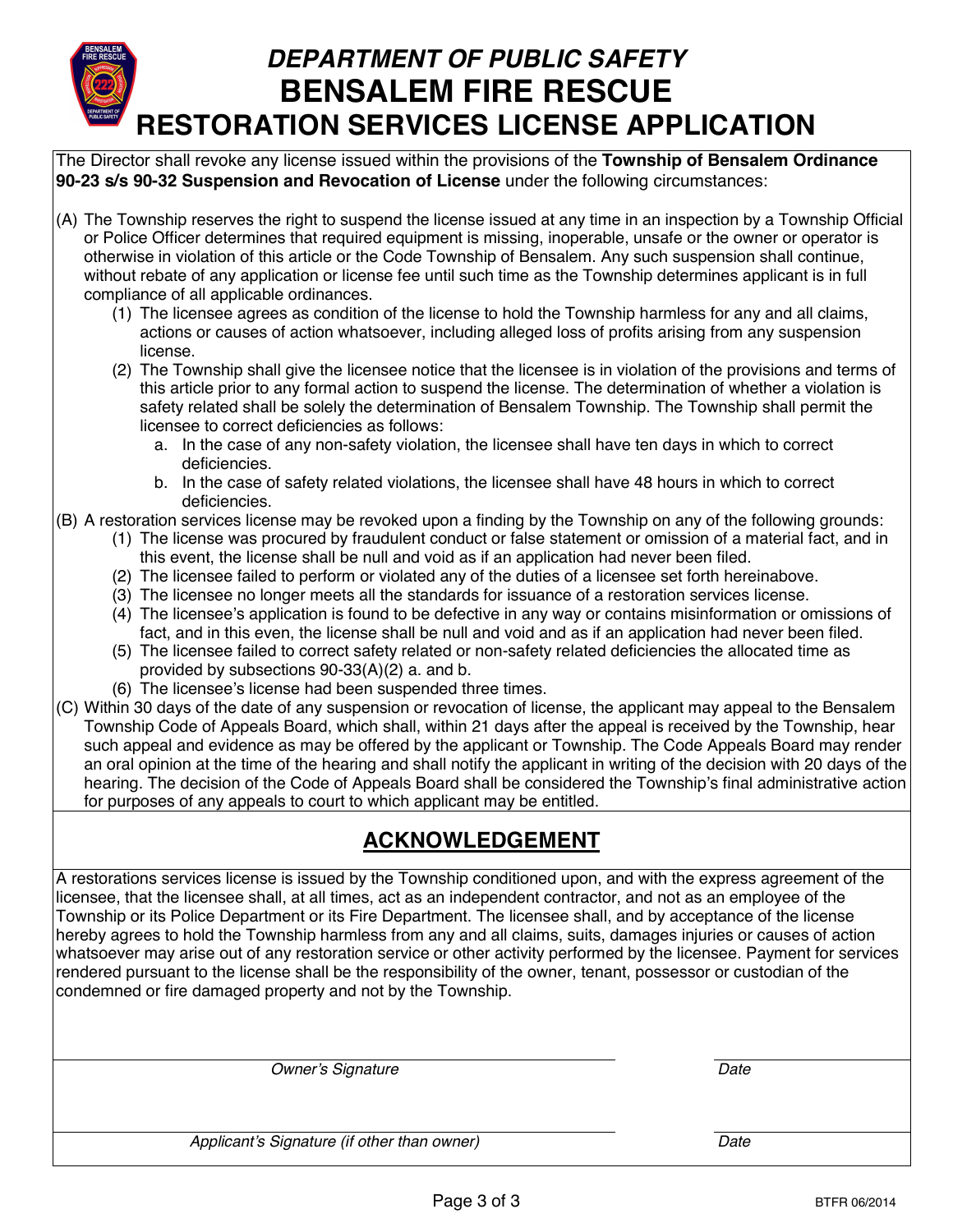# DEPARTMENT OF PUBLIC SAFETY

# BENSALEM FIRE RESCUE

# RESTORATION SERVICES LICENSE APPLICATION

The Director shall revoke any license issued within the provisions of the **Township of Bensalem Ordinance 90-23 s/s 90-32 Suspension and Revocation of License** under the following circumstances:

(A) The Township reserves the right to suspend the license issued at any time in an inspection by a Township Official or Police Officer determines that required equipment is missing, inoperable, unsafe or the owner or operator is otherwise in violation of this article or the Code Township of Bensalem. Any such suspension shall continue, without rebate of any application or license fee until such time as the Township determines applicant is in full compliance of all applicable ordinances.

   (1) The licensee agrees as condition of the license to hold the Township harmless for any and all claims, actions or causes of action whatsoever, including alleged loss of profits arising from any suspension license.

   (2) The Township shall give the licensee notice that the licensee is in violation of the provisions and terms of this article prior to any formal action to suspend the license. The determination of whether a violation is safety related shall be solely the determination of Bensalem Township. The Township shall permit the licensee to correct deficiencies as follows:

      a. In the case of any non-safety violation, the licensee shall have ten days in which to correct deficiencies.

      b. In the case of safety related violations, the licensee shall have 48 hours in which to correct deficiencies.

(B) A restoration services license may be revoked upon a finding by the Township on any of the following grounds:

   (1) The license was procured by fraudulent conduct or false statement or omission of a material fact, and in this event, the license shall be null and void as if an application had never been filed.

   (2) The licensee failed to perform or violated any of the duties of a licensee set forth hereinabove.

   (3) The licensee no longer meets all the standards for issuance of a restoration services license.

   (4) The licensee's application is found to be defective in any way or contains misinformation or omissions of fact, and in this even, the license shall be null and void and as if an application had never been filed.

   (5) The licensee failed to correct safety related or non-safety related deficiencies the allocated time as provided by subsections 90-33(A)(2) a. and b.

   (6) The licensee's license had been suspended three times.

(C) Within 30 days of the date of any suspension or revocation of license, the applicant may appeal to the Bensalem Township Code of Appeals Board, which shall, within 21 days after the appeal is received by the Township, hear such appeal and evidence as may be offered by the applicant or Township. The Code Appeals Board may render an oral opinion at the time of the hearing and shall notify the applicant in writing of the decision with 20 days of the hearing. The decision of the Code of Appeals Board shall be considered the Township's final administrative action for purposes of any appeals to court to which applicant may be entitled.

## ACKNOWLEDGEMENT

A restorations services license is issued by the Township conditioned upon, and with the express agreement of the licensee, that the licensee shall, at all times, act as an independent contractor, and not as an employee of the Township or its Police Department or its Fire Department. The licensee shall, and by acceptance of the license hereby agrees to hold the Township harmless from any and all claims, suits, damages injuries or causes of action whatsoever may arise out of any restoration service or other activity performed by the licensee. Payment for services rendered pursuant to the license shall be the responsibility of the owner, tenant, possessor or custodian of the condemned or fire damaged property and not by the Township.

_______________________________________ &nbsp;&nbsp; _______________

*Owner's Signature* &nbsp;&nbsp; *Date*

_______________________________________ &nbsp;&nbsp; _______________

*Applicant's Signature (if other than owner)* &nbsp;&nbsp; *Date*

BTFR 06/2014